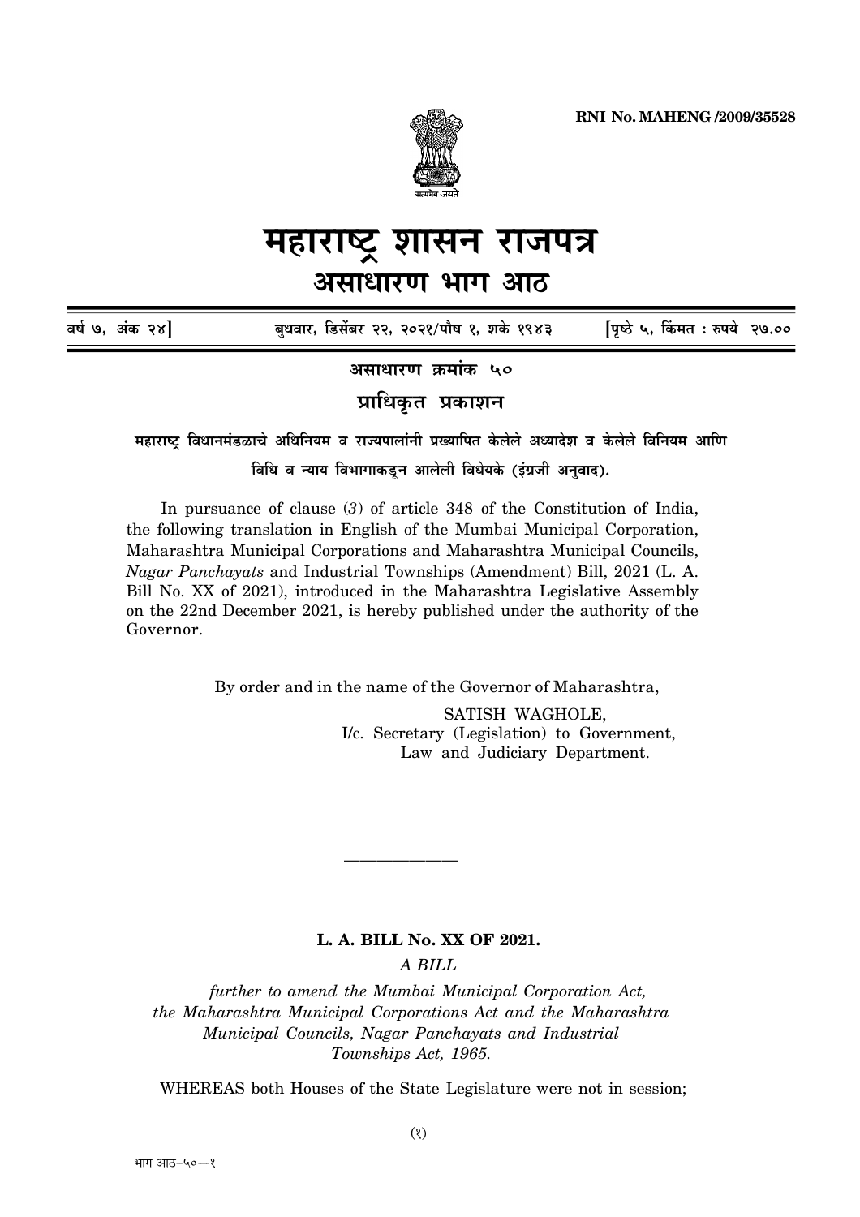RNI No. MAHENG /2009/35528

# महाराष्ट्र शासन राजपत्र

## असाधारण भाग आठ

वर्ष ७, अंक २४] बुधवार, डिसेंबर २२, २०२१/पौष १, शके १९४३ [पृष्ठे ५, किंमत : रुपये २७.००

**असाधारण क्रमांक ५०**

**प्राधिकृत प्रकाशन**

**महाराष्ट्र विधानमंडळाचे अधिनियम व राज्यपालांनी प्रख्यापित केलेले अध्यादेश व केलेले विनियम आणि विधि व न्याय विभागाकडून आलेली विधेयके (इंग्रजी अनुवाद).**

In pursuance of clause (*3*) of article 348 of the Constitution of India, the following translation in English of the Mumbai Municipal Corporation, Maharashtra Municipal Corporations and Maharashtra Municipal Councils, *Nagar Panchayats* and Industrial Townships (Amendment) Bill, 2021 (L. A. Bill No. XX of 2021), introduced in the Maharashtra Legislative Assembly on the 22nd December 2021, is hereby published under the authority of the Governor.

By order and in the name of the Governor of Maharashtra,

SATISH WAGHOLE,
I/c. Secretary (Legislation) to Government,
Law and Judiciary Department.

---

**L. A. BILL No. XX OF 2021.**

*A BILL*

*further to amend the Mumbai Municipal Corporation Act, the Maharashtra Municipal Corporations Act and the Maharashtra Municipal Councils, Nagar Panchayats and Industrial Townships Act, 1965.*

WHEREAS both Houses of the State Legislature were not in session;

भाग आठ–५०—१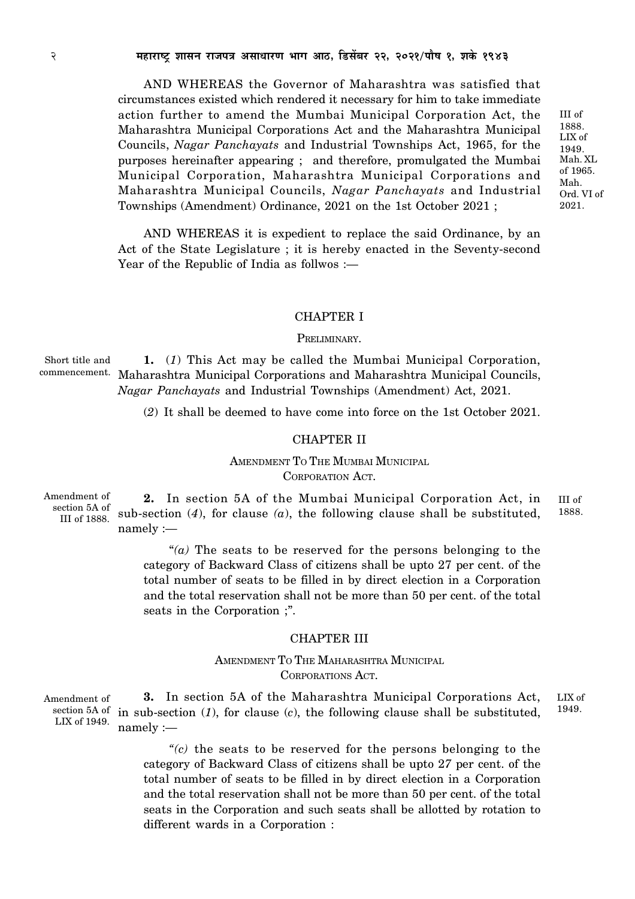AND WHEREAS the Governor of Maharashtra was satisfied that circumstances existed which rendered it necessary for him to take immediate action further to amend the Mumbai Municipal Corporation Act, the Maharashtra Municipal Corporations Act and the Maharashtra Municipal Councils, *Nagar Panchayats* and Industrial Townships Act, 1965, for the purposes hereinafter appearing ; and therefore, promulgated the Mumbai Municipal Corporation, Maharashtra Municipal Corporations and Maharashtra Municipal Councils, *Nagar Panchayats* and Industrial Townships (Amendment) Ordinance, 2021 on the 1st October 2021 ;

III of 1888. LIX of 1949. Mah. XL of 1965. Mah. Ord. VI of 2021.

AND WHEREAS it is expedient to replace the said Ordinance, by an Act of the State Legislature ; it is hereby enacted in the Seventy-second Year of the Republic of India as follwos :—

## CHAPTER I

### PRELIMINARY.

Short title and commencement.

**1.** (*1*) This Act may be called the Mumbai Municipal Corporation, Maharashtra Municipal Corporations and Maharashtra Municipal Councils, *Nagar Panchayats* and Industrial Townships (Amendment) Act, 2021.

(*2*) It shall be deemed to have come into force on the 1st October 2021.

## CHAPTER II

### AMENDMENT TO THE MUMBAI MUNICIPAL CORPORATION ACT.

Amendment of section 5A of III of 1888.

**2.** In section 5A of the Mumbai Municipal Corporation Act, in sub-section (*4*), for clause *(a)*, the following clause shall be substituted, namely :—

III of 1888.

"*(a)* The seats to be reserved for the persons belonging to the category of Backward Class of citizens shall be upto 27 per cent. of the total number of seats to be filled in by direct election in a Corporation and the total reservation shall not be more than 50 per cent. of the total seats in the Corporation ;".

## CHAPTER III

### AMENDMENT TO THE MAHARASHTRA MUNICIPAL CORPORATIONS ACT.

Amendment of section 5A of LIX of 1949.

**3.** In section 5A of the Maharashtra Municipal Corporations Act, in sub-section (*1*), for clause (*c*), the following clause shall be substituted, namely :—

LIX of 1949.

"*(c)* the seats to be reserved for the persons belonging to the category of Backward Class of citizens shall be upto 27 per cent. of the total number of seats to be filled in by direct election in a Corporation and the total reservation shall not be more than 50 per cent. of the total seats in the Corporation and such seats shall be allotted by rotation to different wards in a Corporation :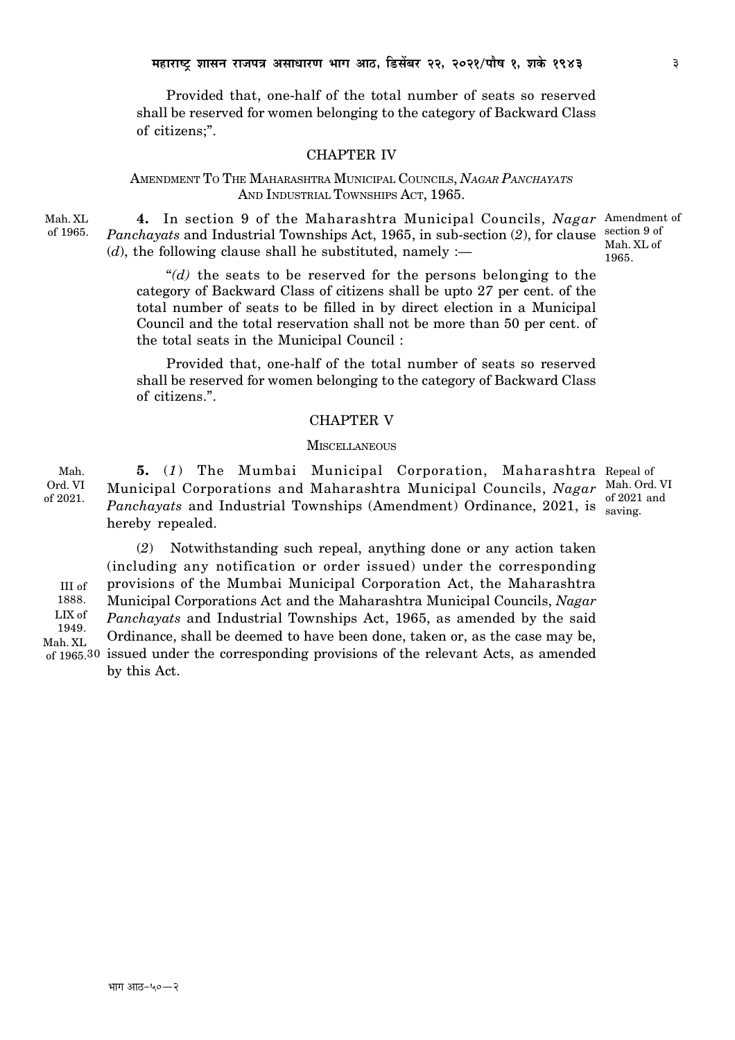Provided that, one-half of the total number of seats so reserved shall be reserved for women belonging to the category of Backward Class of citizens;".

## CHAPTER IV

### AMENDMENT TO THE MAHARASHTRA MUNICIPAL COUNCILS, *NAGAR PANCHAYATS* AND INDUSTRIAL TOWNSHIPS ACT, 1965.

Mah. XL of 1965.

Amendment of section 9 of Mah. XL of 1965.

**4.** In section 9 of the Maharashtra Municipal Councils, *Nagar Panchayats* and Industrial Townships Act, 1965, in sub-section (*2*), for clause (*d*), the following clause shall he substituted, namely :—

"*(d)* the seats to be reserved for the persons belonging to the category of Backward Class of citizens shall be upto 27 per cent. of the total number of seats to be filled in by direct election in a Municipal Council and the total reservation shall not be more than 50 per cent. of the total seats in the Municipal Council :

Provided that, one-half of the total number of seats so reserved shall be reserved for women belonging to the category of Backward Class of citizens.".

## CHAPTER V

### MISCELLANEOUS

Mah. Ord. VI of 2021.

Repeal of Mah. Ord. VI of 2021 and saving.

**5.** (*1*) The Mumbai Municipal Corporation, Maharashtra Municipal Corporations and Maharashtra Municipal Councils, *Nagar Panchayats* and Industrial Townships (Amendment) Ordinance, 2021, is hereby repealed.

III of 1888. LIX of 1949. Mah. XL of 1965.

(*2*) Notwithstanding such repeal, anything done or any action taken (including any notification or order issued) under the corresponding provisions of the Mumbai Municipal Corporation Act, the Maharashtra Municipal Corporations Act and the Maharashtra Municipal Councils, *Nagar Panchayats* and Industrial Townships Act, 1965, as amended by the said Ordinance, shall be deemed to have been done, taken or, as the case may be, issued under the corresponding provisions of the relevant Acts, as amended by this Act.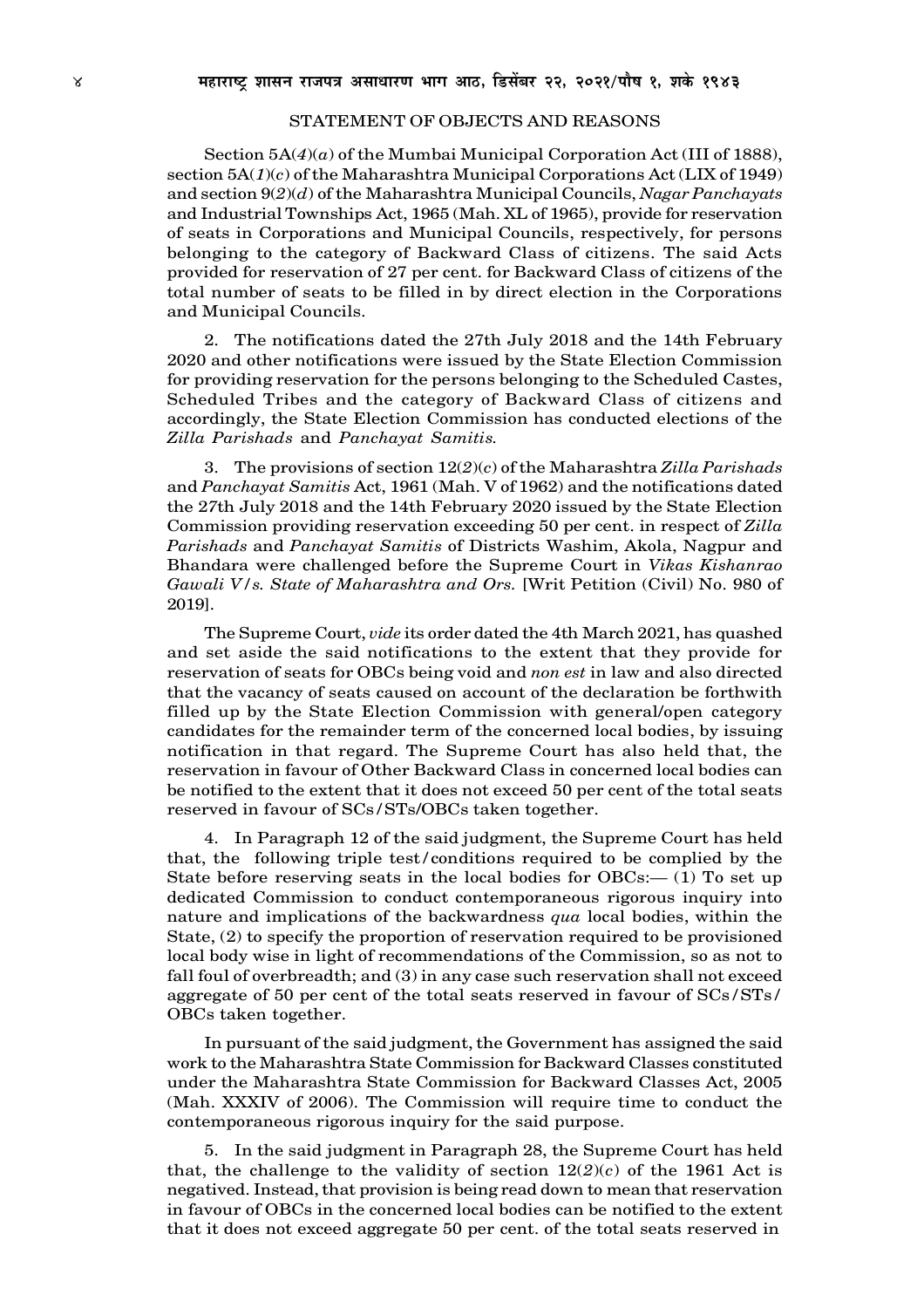## STATEMENT OF OBJECTS AND REASONS

Section 5A(*4*)(*a*) of the Mumbai Municipal Corporation Act (III of 1888), section 5A(*1*)(*c*) of the Maharashtra Municipal Corporations Act (LIX of 1949) and section 9(*2*)(*d*) of the Maharashtra Municipal Councils, *Nagar Panchayats* and Industrial Townships Act, 1965 (Mah. XL of 1965), provide for reservation of seats in Corporations and Municipal Councils, respectively, for persons belonging to the category of Backward Class of citizens. The said Acts provided for reservation of 27 per cent. for Backward Class of citizens of the total number of seats to be filled in by direct election in the Corporations and Municipal Councils.

2. The notifications dated the 27th July 2018 and the 14th February 2020 and other notifications were issued by the State Election Commission for providing reservation for the persons belonging to the Scheduled Castes, Scheduled Tribes and the category of Backward Class of citizens and accordingly, the State Election Commission has conducted elections of the *Zilla Parishads* and *Panchayat Samitis.*

3. The provisions of section 12(*2*)(*c*) of the Maharashtra *Zilla Parishads* and *Panchayat Samitis* Act, 1961 (Mah. V of 1962) and the notifications dated the 27th July 2018 and the 14th February 2020 issued by the State Election Commission providing reservation exceeding 50 per cent. in respect of *Zilla Parishads* and *Panchayat Samitis* of Districts Washim, Akola, Nagpur and Bhandara were challenged before the Supreme Court in *Vikas Kishanrao Gawali V/s. State of Maharashtra and Ors.* [Writ Petition (Civil) No. 980 of 2019].

The Supreme Court, *vide* its order dated the 4th March 2021, has quashed and set aside the said notifications to the extent that they provide for reservation of seats for OBCs being void and *non est* in law and also directed that the vacancy of seats caused on account of the declaration be forthwith filled up by the State Election Commission with general/open category candidates for the remainder term of the concerned local bodies, by issuing notification in that regard. The Supreme Court has also held that, the reservation in favour of Other Backward Class in concerned local bodies can be notified to the extent that it does not exceed 50 per cent of the total seats reserved in favour of SCs/STs/OBCs taken together.

4. In Paragraph 12 of the said judgment, the Supreme Court has held that, the following triple test/conditions required to be complied by the State before reserving seats in the local bodies for OBCs:— (1) To set up dedicated Commission to conduct contemporaneous rigorous inquiry into nature and implications of the backwardness *qua* local bodies, within the State, (2) to specify the proportion of reservation required to be provisioned local body wise in light of recommendations of the Commission, so as not to fall foul of overbreadth; and (3) in any case such reservation shall not exceed aggregate of 50 per cent of the total seats reserved in favour of SCs/STs/OBCs taken together.

In pursuant of the said judgment, the Government has assigned the said work to the Maharashtra State Commission for Backward Classes constituted under the Maharashtra State Commission for Backward Classes Act, 2005 (Mah. XXXIV of 2006). The Commission will require time to conduct the contemporaneous rigorous inquiry for the said purpose.

5. In the said judgment in Paragraph 28, the Supreme Court has held that, the challenge to the validity of section 12(*2*)(*c*) of the 1961 Act is negatived. Instead, that provision is being read down to mean that reservation in favour of OBCs in the concerned local bodies can be notified to the extent that it does not exceed aggregate 50 per cent. of the total seats reserved in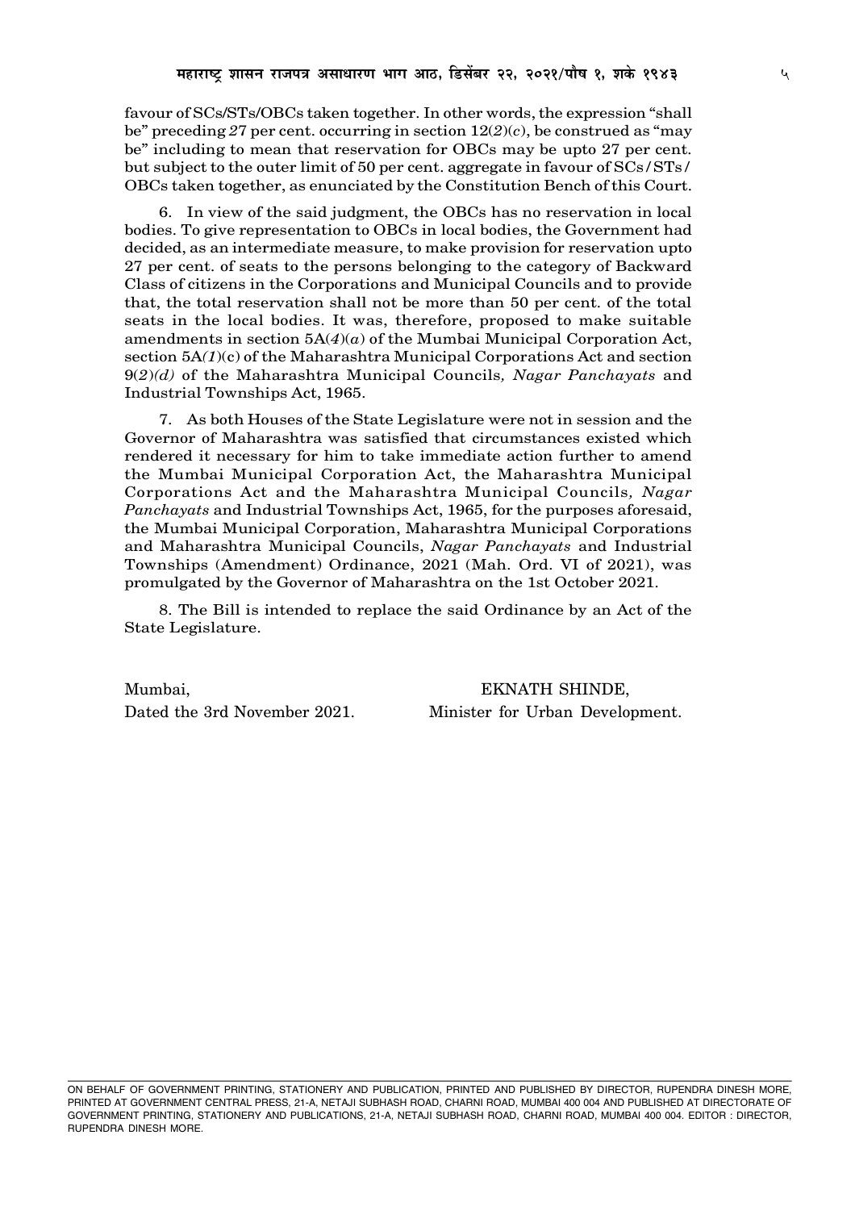favour of SCs/STs/OBCs taken together. In other words, the expression "shall be" preceding 27 per cent. occurring in section 12(*2*)(*c*), be construed as "may be" including to mean that reservation for OBCs may be upto 27 per cent. but subject to the outer limit of 50 per cent. aggregate in favour of SCs/STs/OBCs taken together, as enunciated by the Constitution Bench of this Court.

6. In view of the said judgment, the OBCs has no reservation in local bodies. To give representation to OBCs in local bodies, the Government had decided, as an intermediate measure, to make provision for reservation upto 27 per cent. of seats to the persons belonging to the category of Backward Class of citizens in the Corporations and Municipal Councils and to provide that, the total reservation shall not be more than 50 per cent. of the total seats in the local bodies. It was, therefore, proposed to make suitable amendments in section 5A(*4*)(*a*) of the Mumbai Municipal Corporation Act, section 5A(*1*)(c) of the Maharashtra Municipal Corporations Act and section 9(*2*)*(d)* of the Maharashtra Municipal Councils, *Nagar Panchayats* and Industrial Townships Act, 1965.

7. As both Houses of the State Legislature were not in session and the Governor of Maharashtra was satisfied that circumstances existed which rendered it necessary for him to take immediate action further to amend the Mumbai Municipal Corporation Act, the Maharashtra Municipal Corporations Act and the Maharashtra Municipal Councils, *Nagar Panchayats* and Industrial Townships Act, 1965, for the purposes aforesaid, the Mumbai Municipal Corporation, Maharashtra Municipal Corporations and Maharashtra Municipal Councils, *Nagar Panchayats* and Industrial Townships (Amendment) Ordinance, 2021 (Mah. Ord. VI of 2021), was promulgated by the Governor of Maharashtra on the 1st October 2021.

8. The Bill is intended to replace the said Ordinance by an Act of the State Legislature.

Mumbai,
Dated the 3rd November 2021.

EKNATH SHINDE,
Minister for Urban Development.

ON BEHALF OF GOVERNMENT PRINTING, STATIONERY AND PUBLICATION, PRINTED AND PUBLISHED BY DIRECTOR, RUPENDRA DINESH MORE, PRINTED AT GOVERNMENT CENTRAL PRESS, 21-A, NETAJI SUBHASH ROAD, CHARNI ROAD, MUMBAI 400 004 AND PUBLISHED AT DIRECTORATE OF GOVERNMENT PRINTING, STATIONERY AND PUBLICATIONS, 21-A, NETAJI SUBHASH ROAD, CHARNI ROAD, MUMBAI 400 004. EDITOR : DIRECTOR, RUPENDRA DINESH MORE.